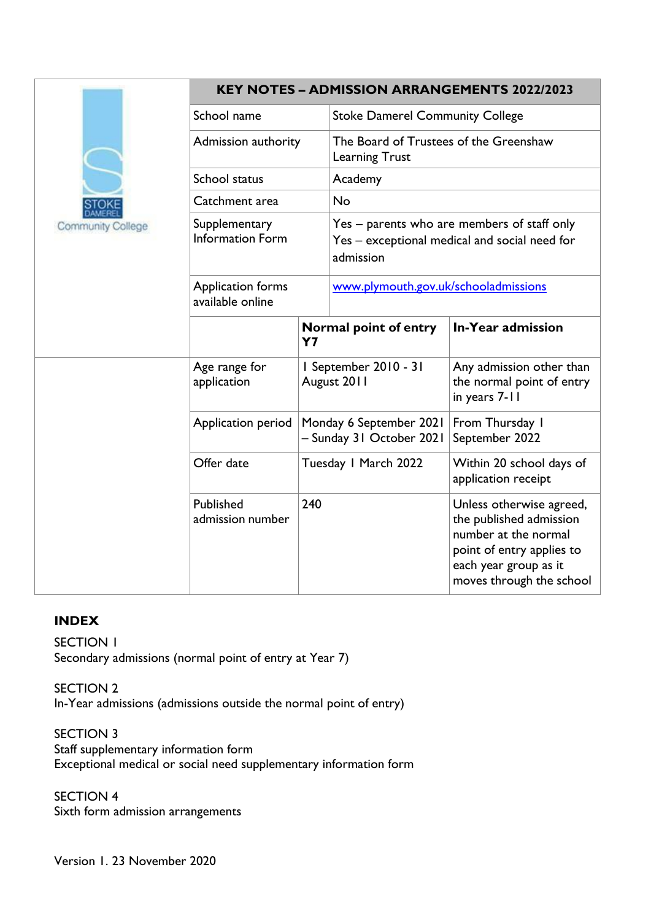| KEY NOTES – ADMISSION ARRANGEMENTS 2022/2023 | | |
|---|---|---|
| School name | Stoke Damerel Community College | |
| Admission authority | The Board of Trustees of the Greenshaw Learning Trust | |
| School status | Academy | |
| Catchment area | No | |
| Supplementary Information Form | Yes – parents who are members of staff only<br>Yes – exceptional medical and social need for admission | |
| Application forms available online | www.plymouth.gov.uk/schooladmissions | |
| | **Normal point of entry Y7** | **In-Year admission** |
| Age range for application | 1 September 2010 - 31 August 2011 | Any admission other than the normal point of entry in years 7-11 |
| Application period | Monday 6 September 2021 – Sunday 31 October 2021 | From Thursday 1 September 2022 |
| Offer date | Tuesday 1 March 2022 | Within 20 school days of application receipt |
| Published admission number | 240 | Unless otherwise agreed, the published admission number at the normal point of entry applies to each year group as it moves through the school |

## INDEX

SECTION 1
Secondary admissions (normal point of entry at Year 7)

SECTION 2
In-Year admissions (admissions outside the normal point of entry)

SECTION 3
Staff supplementary information form
Exceptional medical or social need supplementary information form

SECTION 4
Sixth form admission arrangements

Version 1. 23 November 2020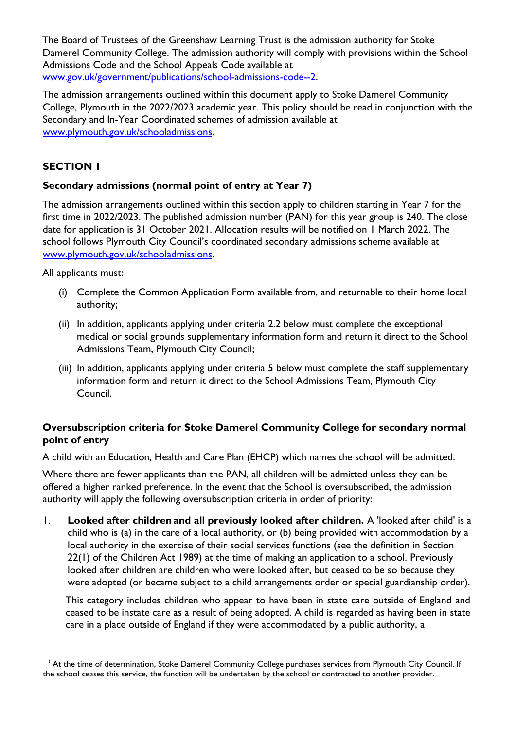The Board of Trustees of the Greenshaw Learning Trust is the admission authority for Stoke Damerel Community College. The admission authority will comply with provisions within the School Admissions Code and the School Appeals Code available at www.gov.uk/government/publications/school-admissions-code--2.

The admission arrangements outlined within this document apply to Stoke Damerel Community College, Plymouth in the 2022/2023 academic year. This policy should be read in conjunction with the Secondary and In-Year Coordinated schemes of admission available at www.plymouth.gov.uk/schooladmissions.

## SECTION 1

### Secondary admissions (normal point of entry at Year 7)

The admission arrangements outlined within this section apply to children starting in Year 7 for the first time in 2022/2023. The published admission number (PAN) for this year group is 240. The close date for application is 31 October 2021. Allocation results will be notified on 1 March 2022. The school follows Plymouth City Council's coordinated secondary admissions scheme available at www.plymouth.gov.uk/schooladmissions.

All applicants must:

(i) Complete the Common Application Form available from, and returnable to their home local authority;

(ii) In addition, applicants applying under criteria 2.2 below must complete the exceptional medical or social grounds supplementary information form and return it direct to the School Admissions Team, Plymouth City Council;

(iii) In addition, applicants applying under criteria 5 below must complete the staff supplementary information form and return it direct to the School Admissions Team, Plymouth City Council.

### Oversubscription criteria for Stoke Damerel Community College for secondary normal point of entry

A child with an Education, Health and Care Plan (EHCP) which names the school will be admitted.

Where there are fewer applicants than the PAN, all children will be admitted unless they can be offered a higher ranked preference. In the event that the School is oversubscribed, the admission authority will apply the following oversubscription criteria in order of priority:

1. **Looked after children and all previously looked after children.** A 'looked after child' is a child who is (a) in the care of a local authority, or (b) being provided with accommodation by a local authority in the exercise of their social services functions (see the definition in Section 22(1) of the Children Act 1989) at the time of making an application to a school. Previously looked after children are children who were looked after, but ceased to be so because they were adopted (or became subject to a child arrangements order or special guardianship order).

   This category includes children who appear to have been in state care outside of England and ceased to be instate care as a result of being adopted. A child is regarded as having been in state care in a place outside of England if they were accommodated by a public authority, a

[1] At the time of determination, Stoke Damerel Community College purchases services from Plymouth City Council. If the school ceases this service, the function will be undertaken by the school or contracted to another provider.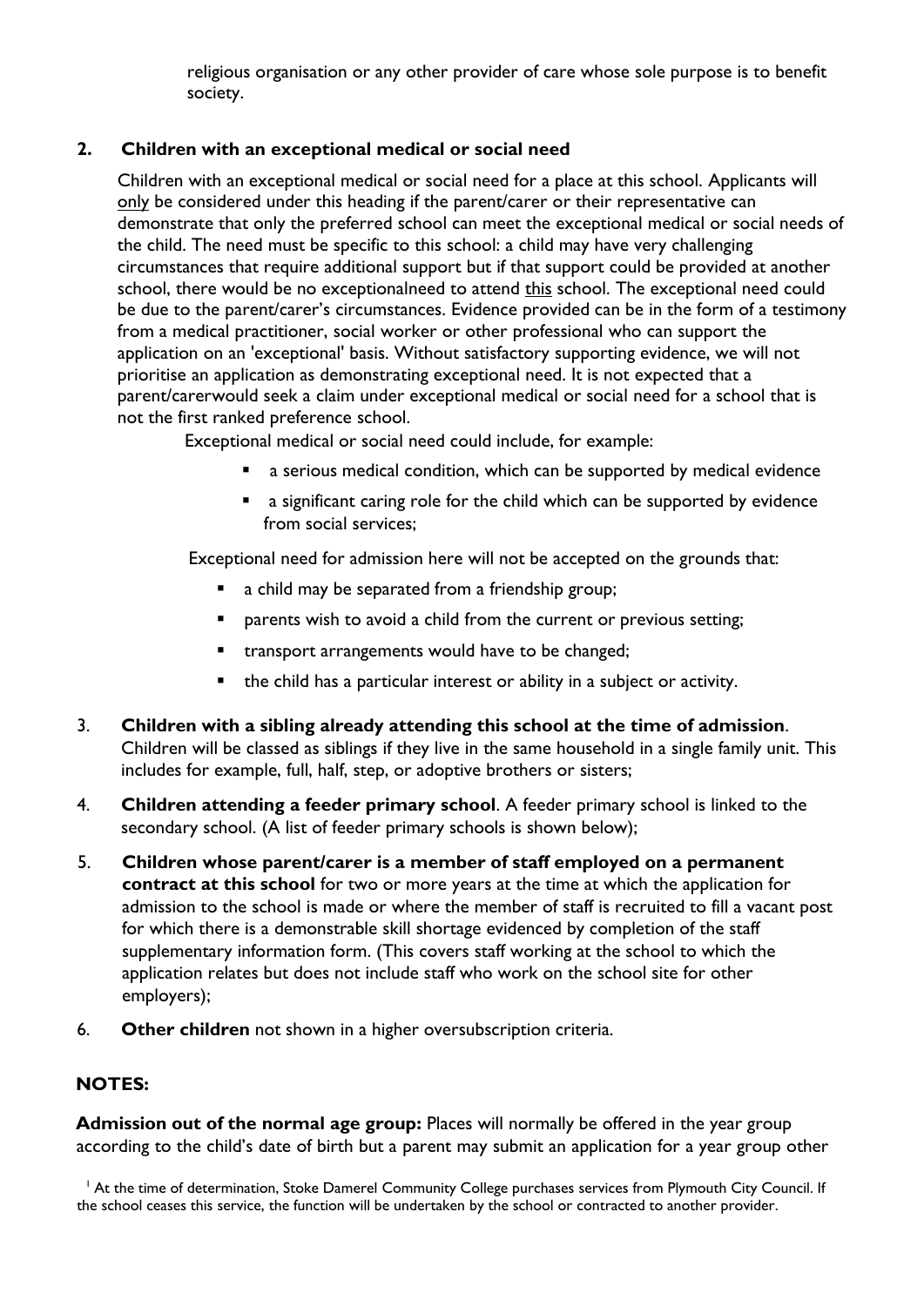religious organisation or any other provider of care whose sole purpose is to benefit society.

**2. Children with an exceptional medical or social need**

Children with an exceptional medical or social need for a place at this school. Applicants will <u>only</u> be considered under this heading if the parent/carer or their representative can demonstrate that only the preferred school can meet the exceptional medical or social needs of the child. The need must be specific to this school: a child may have very challenging circumstances that require additional support but if that support could be provided at another school, there would be no exceptionalneed to attend <u>this</u> school. The exceptional need could be due to the parent/carer's circumstances. Evidence provided can be in the form of a testimony from a medical practitioner, social worker or other professional who can support the application on an 'exceptional' basis. Without satisfactory supporting evidence, we will not prioritise an application as demonstrating exceptional need. It is not expected that a parent/carerwould seek a claim under exceptional medical or social need for a school that is not the first ranked preference school.

Exceptional medical or social need could include, for example:

- a serious medical condition, which can be supported by medical evidence
- a significant caring role for the child which can be supported by evidence from social services;

Exceptional need for admission here will not be accepted on the grounds that:

- a child may be separated from a friendship group;
- parents wish to avoid a child from the current or previous setting;
- transport arrangements would have to be changed;
- the child has a particular interest or ability in a subject or activity.

3. **Children with a sibling already attending this school at the time of admission**. Children will be classed as siblings if they live in the same household in a single family unit. This includes for example, full, half, step, or adoptive brothers or sisters;

4. **Children attending a feeder primary school**. A feeder primary school is linked to the secondary school. (A list of feeder primary schools is shown below);

5. **Children whose parent/carer is a member of staff employed on a permanent contract at this school** for two or more years at the time at which the application for admission to the school is made or where the member of staff is recruited to fill a vacant post for which there is a demonstrable skill shortage evidenced by completion of the staff supplementary information form. (This covers staff working at the school to which the application relates but does not include staff who work on the school site for other employers);

6. **Other children** not shown in a higher oversubscription criteria.

**NOTES:**

**Admission out of the normal age group:** Places will normally be offered in the year group according to the child's date of birth but a parent may submit an application for a year group other

[1] At the time of determination, Stoke Damerel Community College purchases services from Plymouth City Council. If the school ceases this service, the function will be undertaken by the school or contracted to another provider.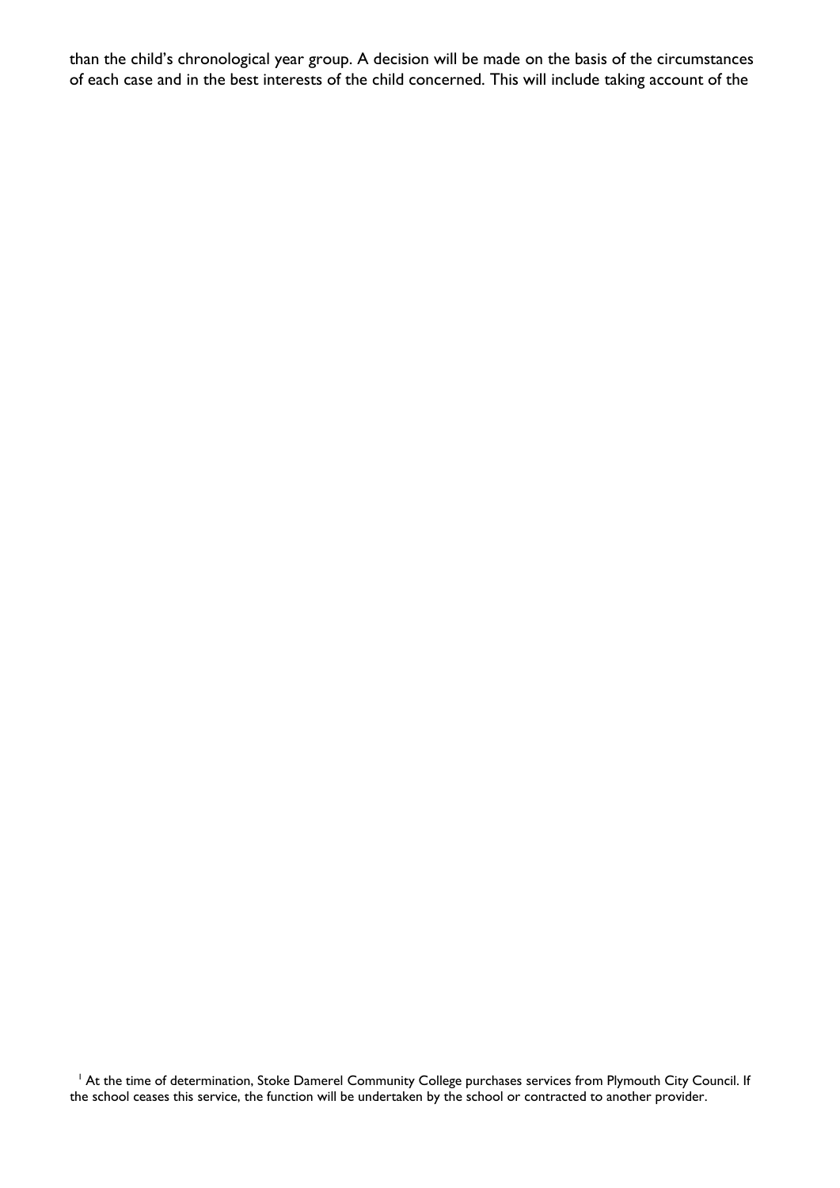than the child's chronological year group. A decision will be made on the basis of the circumstances of each case and in the best interests of the child concerned. This will include taking account of the

[1] At the time of determination, Stoke Damerel Community College purchases services from Plymouth City Council. If the school ceases this service, the function will be undertaken by the school or contracted to another provider.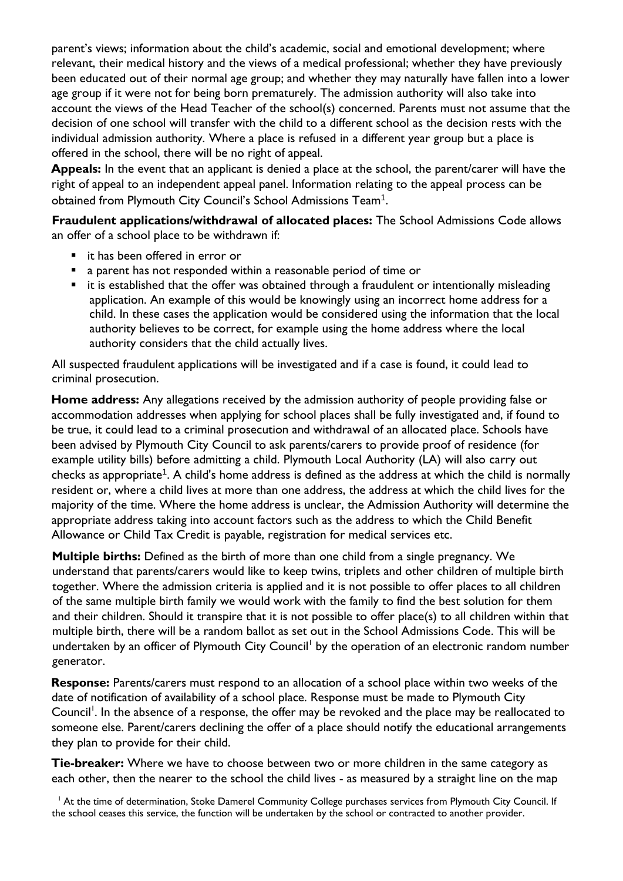parent's views; information about the child's academic, social and emotional development; where relevant, their medical history and the views of a medical professional; whether they have previously been educated out of their normal age group; and whether they may naturally have fallen into a lower age group if it were not for being born prematurely. The admission authority will also take into account the views of the Head Teacher of the school(s) concerned. Parents must not assume that the decision of one school will transfer with the child to a different school as the decision rests with the individual admission authority. Where a place is refused in a different year group but a place is offered in the school, there will be no right of appeal.

**Appeals:** In the event that an applicant is denied a place at the school, the parent/carer will have the right of appeal to an independent appeal panel. Information relating to the appeal process can be obtained from Plymouth City Council's School Admissions Team[1].

**Fraudulent applications/withdrawal of allocated places:** The School Admissions Code allows an offer of a school place to be withdrawn if:

- it has been offered in error or
- a parent has not responded within a reasonable period of time or
- it is established that the offer was obtained through a fraudulent or intentionally misleading application. An example of this would be knowingly using an incorrect home address for a child. In these cases the application would be considered using the information that the local authority believes to be correct, for example using the home address where the local authority considers that the child actually lives.

All suspected fraudulent applications will be investigated and if a case is found, it could lead to criminal prosecution.

**Home address:** Any allegations received by the admission authority of people providing false or accommodation addresses when applying for school places shall be fully investigated and, if found to be true, it could lead to a criminal prosecution and withdrawal of an allocated place. Schools have been advised by Plymouth City Council to ask parents/carers to provide proof of residence (for example utility bills) before admitting a child. Plymouth Local Authority (LA) will also carry out checks as appropriate[1]. A child's home address is defined as the address at which the child is normally resident or, where a child lives at more than one address, the address at which the child lives for the majority of the time. Where the home address is unclear, the Admission Authority will determine the appropriate address taking into account factors such as the address to which the Child Benefit Allowance or Child Tax Credit is payable, registration for medical services etc.

**Multiple births:** Defined as the birth of more than one child from a single pregnancy. We understand that parents/carers would like to keep twins, triplets and other children of multiple birth together. Where the admission criteria is applied and it is not possible to offer places to all children of the same multiple birth family we would work with the family to find the best solution for them and their children. Should it transpire that it is not possible to offer place(s) to all children within that multiple birth, there will be a random ballot as set out in the School Admissions Code. This will be undertaken by an officer of Plymouth City Council[1] by the operation of an electronic random number generator.

**Response:** Parents/carers must respond to an allocation of a school place within two weeks of the date of notification of availability of a school place. Response must be made to Plymouth City Council[1]. In the absence of a response, the offer may be revoked and the place may be reallocated to someone else. Parent/carers declining the offer of a place should notify the educational arrangements they plan to provide for their child.

**Tie-breaker:** Where we have to choose between two or more children in the same category as each other, then the nearer to the school the child lives - as measured by a straight line on the map

[1] At the time of determination, Stoke Damerel Community College purchases services from Plymouth City Council. If the school ceases this service, the function will be undertaken by the school or contracted to another provider.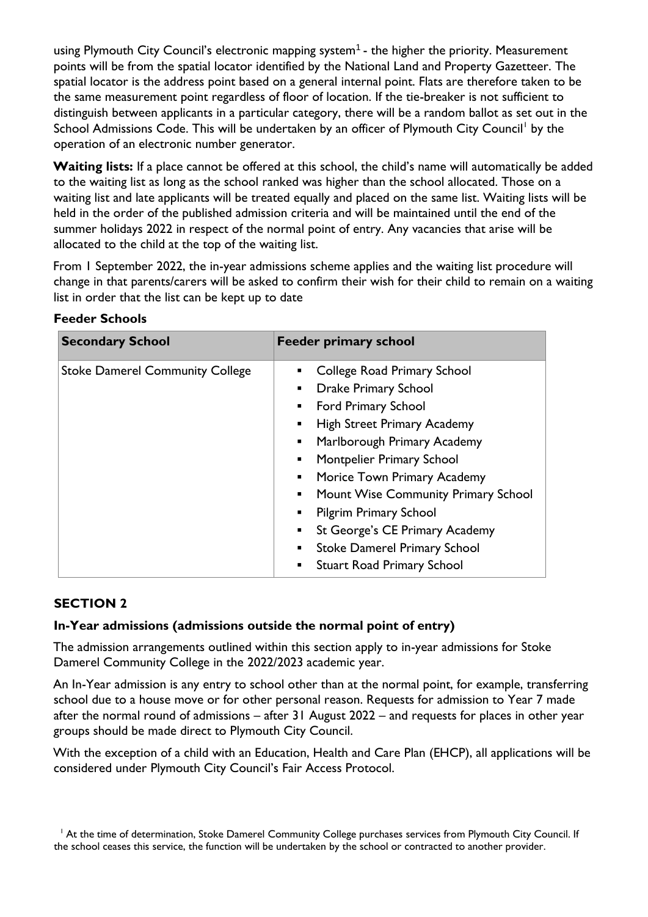using Plymouth City Council's electronic mapping system[1] - the higher the priority. Measurement points will be from the spatial locator identified by the National Land and Property Gazetteer. The spatial locator is the address point based on a general internal point. Flats are therefore taken to be the same measurement point regardless of floor of location. If the tie-breaker is not sufficient to distinguish between applicants in a particular category, there will be a random ballot as set out in the School Admissions Code. This will be undertaken by an officer of Plymouth City Council[1] by the operation of an electronic number generator.

**Waiting lists:** If a place cannot be offered at this school, the child's name will automatically be added to the waiting list as long as the school ranked was higher than the school allocated. Those on a waiting list and late applicants will be treated equally and placed on the same list. Waiting lists will be held in the order of the published admission criteria and will be maintained until the end of the summer holidays 2022 in respect of the normal point of entry. Any vacancies that arise will be allocated to the child at the top of the waiting list.

From 1 September 2022, the in-year admissions scheme applies and the waiting list procedure will change in that parents/carers will be asked to confirm their wish for their child to remain on a waiting list in order that the list can be kept up to date

**Feeder Schools**

| Secondary School | Feeder primary school |
|---|---|
| Stoke Damerel Community College | ▪ College Road Primary School<br>▪ Drake Primary School<br>▪ Ford Primary School<br>▪ High Street Primary Academy<br>▪ Marlborough Primary Academy<br>▪ Montpelier Primary School<br>▪ Morice Town Primary Academy<br>▪ Mount Wise Community Primary School<br>▪ Pilgrim Primary School<br>▪ St George's CE Primary Academy<br>▪ Stoke Damerel Primary School<br>▪ Stuart Road Primary School |

## SECTION 2

### In-Year admissions (admissions outside the normal point of entry)

The admission arrangements outlined within this section apply to in-year admissions for Stoke Damerel Community College in the 2022/2023 academic year.

An In-Year admission is any entry to school other than at the normal point, for example, transferring school due to a house move or for other personal reason. Requests for admission to Year 7 made after the normal round of admissions – after 31 August 2022 – and requests for places in other year groups should be made direct to Plymouth City Council.

With the exception of a child with an Education, Health and Care Plan (EHCP), all applications will be considered under Plymouth City Council's Fair Access Protocol.

[1] At the time of determination, Stoke Damerel Community College purchases services from Plymouth City Council. If the school ceases this service, the function will be undertaken by the school or contracted to another provider.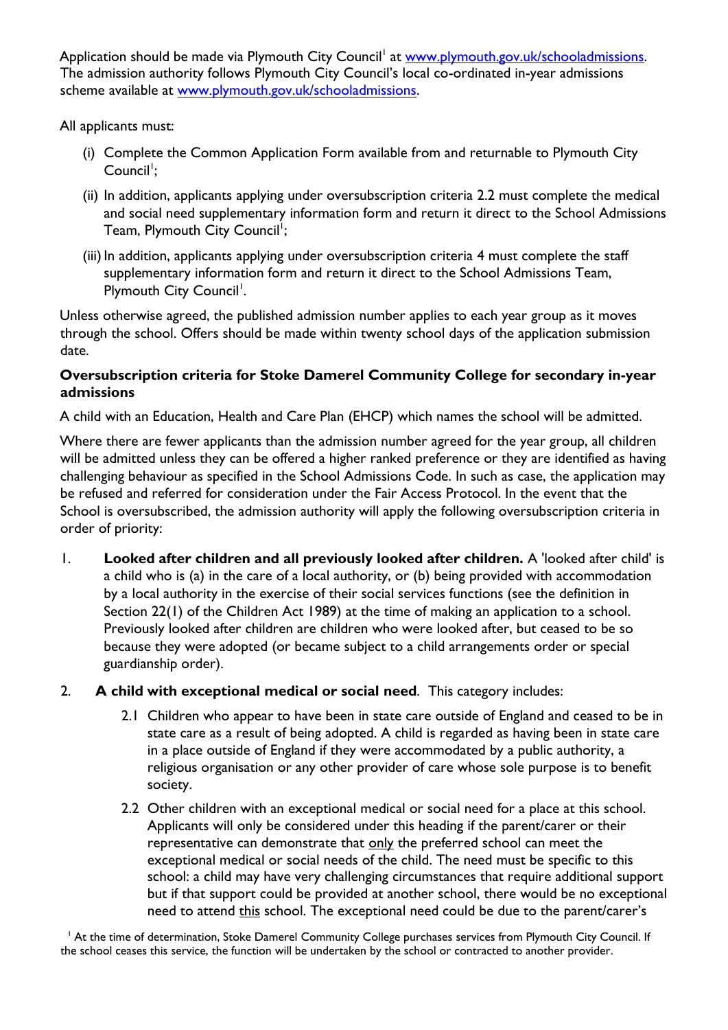Application should be made via Plymouth City Council[1] at www.plymouth.gov.uk/schooladmissions. The admission authority follows Plymouth City Council's local co-ordinated in-year admissions scheme available at www.plymouth.gov.uk/schooladmissions.

All applicants must:

(i) Complete the Common Application Form available from and returnable to Plymouth City Council[1];

(ii) In addition, applicants applying under oversubscription criteria 2.2 must complete the medical and social need supplementary information form and return it direct to the School Admissions Team, Plymouth City Council[1];

(iii) In addition, applicants applying under oversubscription criteria 4 must complete the staff supplementary information form and return it direct to the School Admissions Team, Plymouth City Council[1].

Unless otherwise agreed, the published admission number applies to each year group as it moves through the school. Offers should be made within twenty school days of the application submission date.

**Oversubscription criteria for Stoke Damerel Community College for secondary in-year admissions**

A child with an Education, Health and Care Plan (EHCP) which names the school will be admitted.

Where there are fewer applicants than the admission number agreed for the year group, all children will be admitted unless they can be offered a higher ranked preference or they are identified as having challenging behaviour as specified in the School Admissions Code. In such as case, the application may be refused and referred for consideration under the Fair Access Protocol. In the event that the School is oversubscribed, the admission authority will apply the following oversubscription criteria in order of priority:

1. **Looked after children and all previously looked after children.** A 'looked after child' is a child who is (a) in the care of a local authority, or (b) being provided with accommodation by a local authority in the exercise of their social services functions (see the definition in Section 22(1) of the Children Act 1989) at the time of making an application to a school. Previously looked after children are children who were looked after, but ceased to be so because they were adopted (or became subject to a child arrangements order or special guardianship order).

2. **A child with exceptional medical or social need**. This category includes:

   2.1 Children who appear to have been in state care outside of England and ceased to be in state care as a result of being adopted. A child is regarded as having been in state care in a place outside of England if they were accommodated by a public authority, a religious organisation or any other provider of care whose sole purpose is to benefit society.

   2.2 Other children with an exceptional medical or social need for a place at this school. Applicants will only be considered under this heading if the parent/carer or their representative can demonstrate that only the preferred school can meet the exceptional medical or social needs of the child. The need must be specific to this school: a child may have very challenging circumstances that require additional support but if that support could be provided at another school, there would be no exceptional need to attend this school. The exceptional need could be due to the parent/carer's

[1] At the time of determination, Stoke Damerel Community College purchases services from Plymouth City Council. If the school ceases this service, the function will be undertaken by the school or contracted to another provider.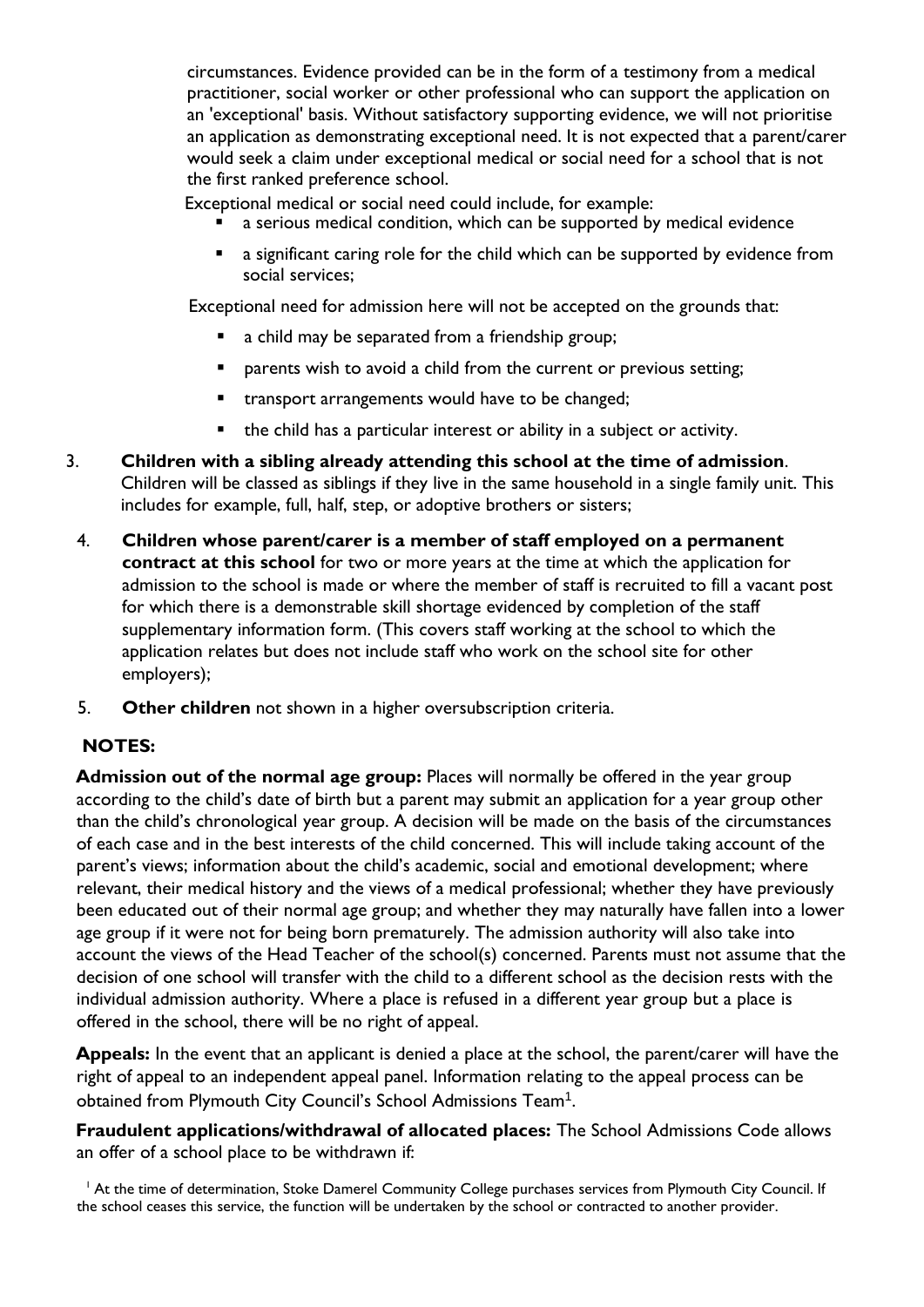circumstances. Evidence provided can be in the form of a testimony from a medical practitioner, social worker or other professional who can support the application on an 'exceptional' basis. Without satisfactory supporting evidence, we will not prioritise an application as demonstrating exceptional need. It is not expected that a parent/carer would seek a claim under exceptional medical or social need for a school that is not the first ranked preference school.

Exceptional medical or social need could include, for example:

- a serious medical condition, which can be supported by medical evidence
- a significant caring role for the child which can be supported by evidence from social services;

Exceptional need for admission here will not be accepted on the grounds that:

- a child may be separated from a friendship group;
- parents wish to avoid a child from the current or previous setting;
- transport arrangements would have to be changed;
- the child has a particular interest or ability in a subject or activity.

3. **Children with a sibling already attending this school at the time of admission**. Children will be classed as siblings if they live in the same household in a single family unit. This includes for example, full, half, step, or adoptive brothers or sisters;
4. **Children whose parent/carer is a member of staff employed on a permanent contract at this school** for two or more years at the time at which the application for admission to the school is made or where the member of staff is recruited to fill a vacant post for which there is a demonstrable skill shortage evidenced by completion of the staff supplementary information form. (This covers staff working at the school to which the application relates but does not include staff who work on the school site for other employers);
5. **Other children** not shown in a higher oversubscription criteria.

**NOTES:**

**Admission out of the normal age group:** Places will normally be offered in the year group according to the child's date of birth but a parent may submit an application for a year group other than the child's chronological year group. A decision will be made on the basis of the circumstances of each case and in the best interests of the child concerned. This will include taking account of the parent's views; information about the child's academic, social and emotional development; where relevant, their medical history and the views of a medical professional; whether they have previously been educated out of their normal age group; and whether they may naturally have fallen into a lower age group if it were not for being born prematurely. The admission authority will also take into account the views of the Head Teacher of the school(s) concerned. Parents must not assume that the decision of one school will transfer with the child to a different school as the decision rests with the individual admission authority. Where a place is refused in a different year group but a place is offered in the school, there will be no right of appeal.

**Appeals:** In the event that an applicant is denied a place at the school, the parent/carer will have the right of appeal to an independent appeal panel. Information relating to the appeal process can be obtained from Plymouth City Council's School Admissions Team[1].

**Fraudulent applications/withdrawal of allocated places:** The School Admissions Code allows an offer of a school place to be withdrawn if:

[1] At the time of determination, Stoke Damerel Community College purchases services from Plymouth City Council. If the school ceases this service, the function will be undertaken by the school or contracted to another provider.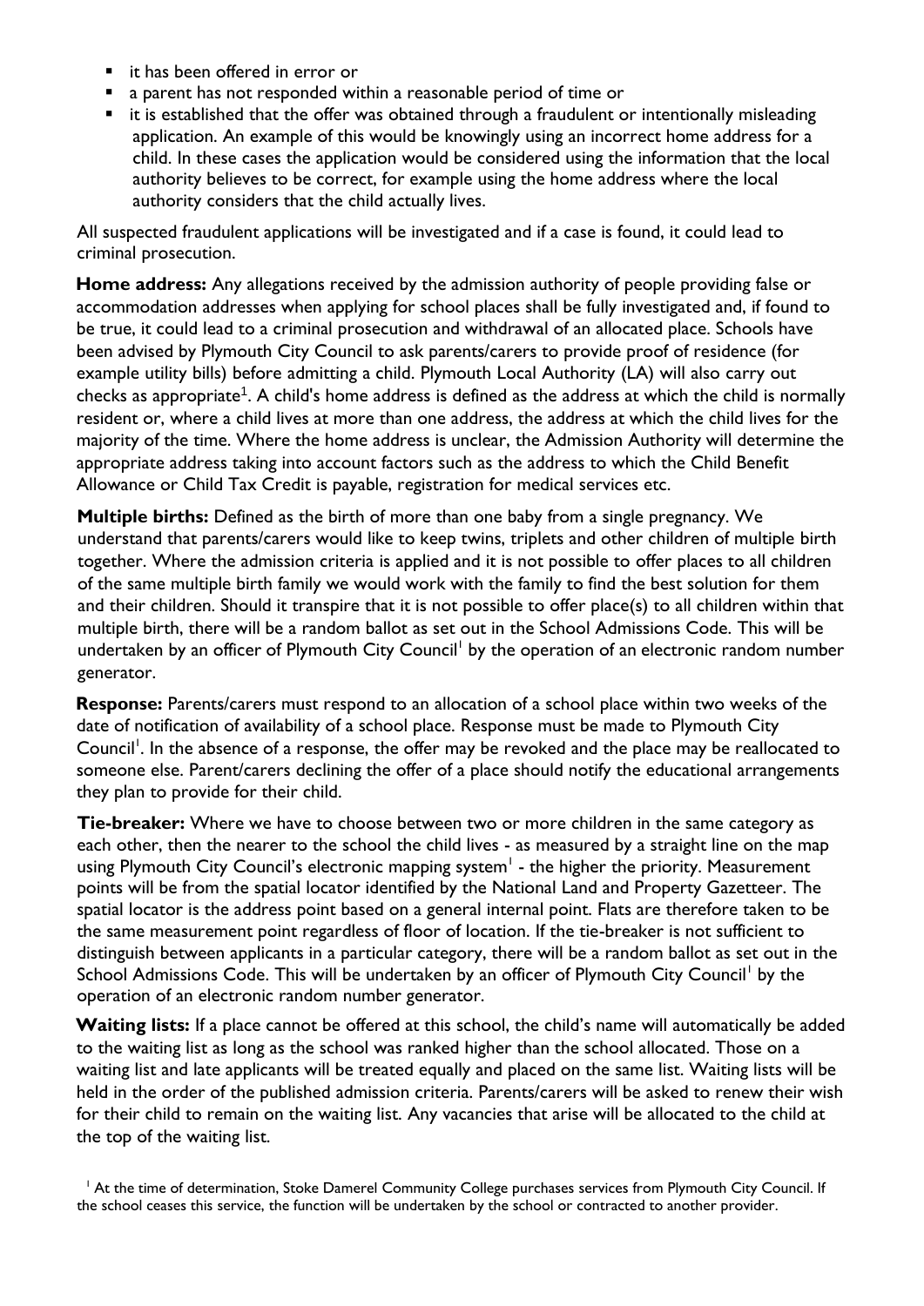- it has been offered in error or
- a parent has not responded within a reasonable period of time or
- it is established that the offer was obtained through a fraudulent or intentionally misleading application. An example of this would be knowingly using an incorrect home address for a child. In these cases the application would be considered using the information that the local authority believes to be correct, for example using the home address where the local authority considers that the child actually lives.

All suspected fraudulent applications will be investigated and if a case is found, it could lead to criminal prosecution.

**Home address:** Any allegations received by the admission authority of people providing false or accommodation addresses when applying for school places shall be fully investigated and, if found to be true, it could lead to a criminal prosecution and withdrawal of an allocated place. Schools have been advised by Plymouth City Council to ask parents/carers to provide proof of residence (for example utility bills) before admitting a child. Plymouth Local Authority (LA) will also carry out checks as appropriate[1]. A child's home address is defined as the address at which the child is normally resident or, where a child lives at more than one address, the address at which the child lives for the majority of the time. Where the home address is unclear, the Admission Authority will determine the appropriate address taking into account factors such as the address to which the Child Benefit Allowance or Child Tax Credit is payable, registration for medical services etc.

**Multiple births:** Defined as the birth of more than one baby from a single pregnancy. We understand that parents/carers would like to keep twins, triplets and other children of multiple birth together. Where the admission criteria is applied and it is not possible to offer places to all children of the same multiple birth family we would work with the family to find the best solution for them and their children. Should it transpire that it is not possible to offer place(s) to all children within that multiple birth, there will be a random ballot as set out in the School Admissions Code. This will be undertaken by an officer of Plymouth City Council[1] by the operation of an electronic random number generator.

**Response:** Parents/carers must respond to an allocation of a school place within two weeks of the date of notification of availability of a school place. Response must be made to Plymouth City Council[1]. In the absence of a response, the offer may be revoked and the place may be reallocated to someone else. Parent/carers declining the offer of a place should notify the educational arrangements they plan to provide for their child.

**Tie-breaker:** Where we have to choose between two or more children in the same category as each other, then the nearer to the school the child lives - as measured by a straight line on the map using Plymouth City Council's electronic mapping system[1] - the higher the priority. Measurement points will be from the spatial locator identified by the National Land and Property Gazetteer. The spatial locator is the address point based on a general internal point. Flats are therefore taken to be the same measurement point regardless of floor of location. If the tie-breaker is not sufficient to distinguish between applicants in a particular category, there will be a random ballot as set out in the School Admissions Code. This will be undertaken by an officer of Plymouth City Council[1] by the operation of an electronic random number generator.

**Waiting lists:** If a place cannot be offered at this school, the child's name will automatically be added to the waiting list as long as the school was ranked higher than the school allocated. Those on a waiting list and late applicants will be treated equally and placed on the same list. Waiting lists will be held in the order of the published admission criteria. Parents/carers will be asked to renew their wish for their child to remain on the waiting list. Any vacancies that arise will be allocated to the child at the top of the waiting list.

[1] At the time of determination, Stoke Damerel Community College purchases services from Plymouth City Council. If the school ceases this service, the function will be undertaken by the school or contracted to another provider.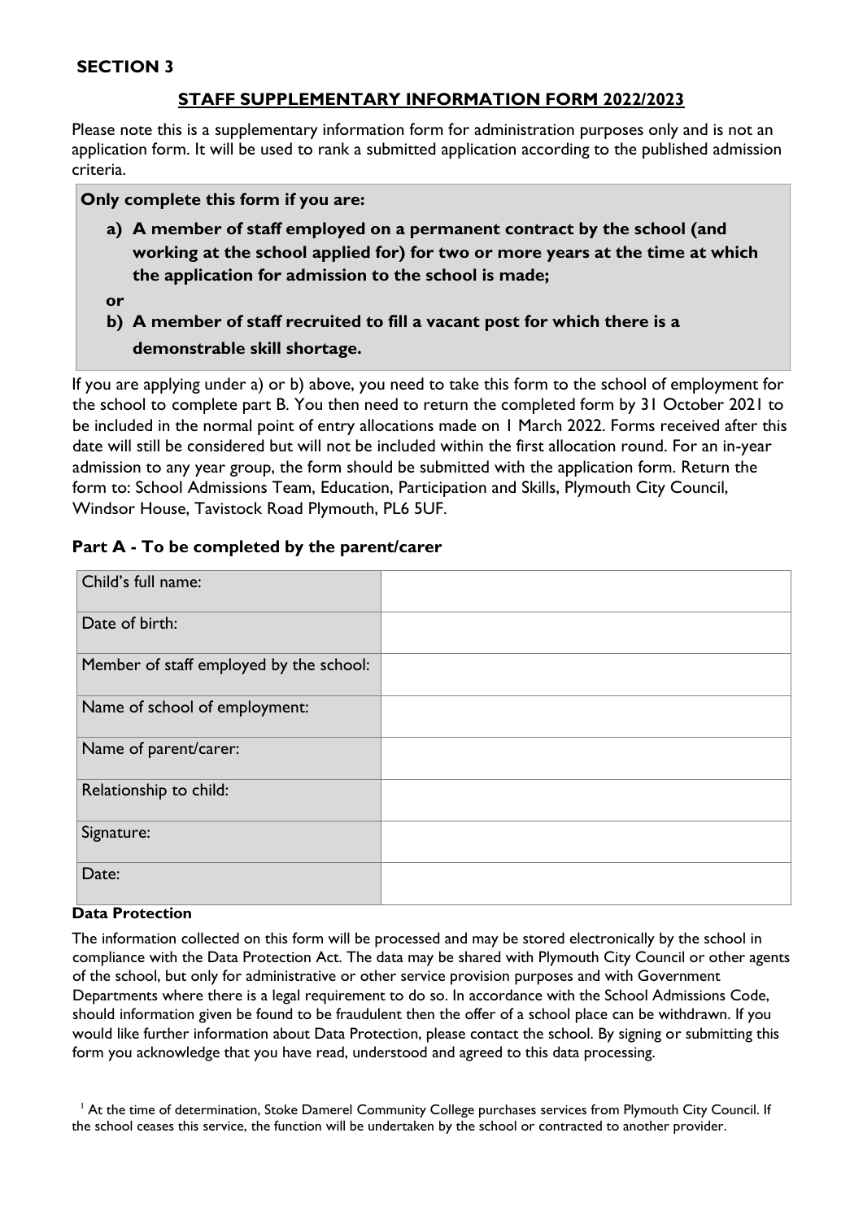**SECTION 3**

## STAFF SUPPLEMENTARY INFORMATION FORM 2022/2023

Please note this is a supplementary information form for administration purposes only and is not an application form. It will be used to rank a submitted application according to the published admission criteria.

**Only complete this form if you are:**

**a) A member of staff employed on a permanent contract by the school (and working at the school applied for) for two or more years at the time at which the application for admission to the school is made;**

**or**

**b) A member of staff recruited to fill a vacant post for which there is a demonstrable skill shortage.**

If you are applying under a) or b) above, you need to take this form to the school of employment for the school to complete part B. You then need to return the completed form by 31 October 2021 to be included in the normal point of entry allocations made on 1 March 2022. Forms received after this date will still be considered but will not be included within the first allocation round. For an in-year admission to any year group, the form should be submitted with the application form. Return the form to: School Admissions Team, Education, Participation and Skills, Plymouth City Council, Windsor House, Tavistock Road Plymouth, PL6 5UF.

### Part A - To be completed by the parent/carer

| | |
|---|---|
| Child's full name: | |
| Date of birth: | |
| Member of staff employed by the school: | |
| Name of school of employment: | |
| Name of parent/carer: | |
| Relationship to child: | |
| Signature: | |
| Date: | |

**Data Protection**

The information collected on this form will be processed and may be stored electronically by the school in compliance with the Data Protection Act. The data may be shared with Plymouth City Council or other agents of the school, but only for administrative or other service provision purposes and with Government Departments where there is a legal requirement to do so. In accordance with the School Admissions Code, should information given be found to be fraudulent then the offer of a school place can be withdrawn. If you would like further information about Data Protection, please contact the school. By signing or submitting this form you acknowledge that you have read, understood and agreed to this data processing.

[1] At the time of determination, Stoke Damerel Community College purchases services from Plymouth City Council. If the school ceases this service, the function will be undertaken by the school or contracted to another provider.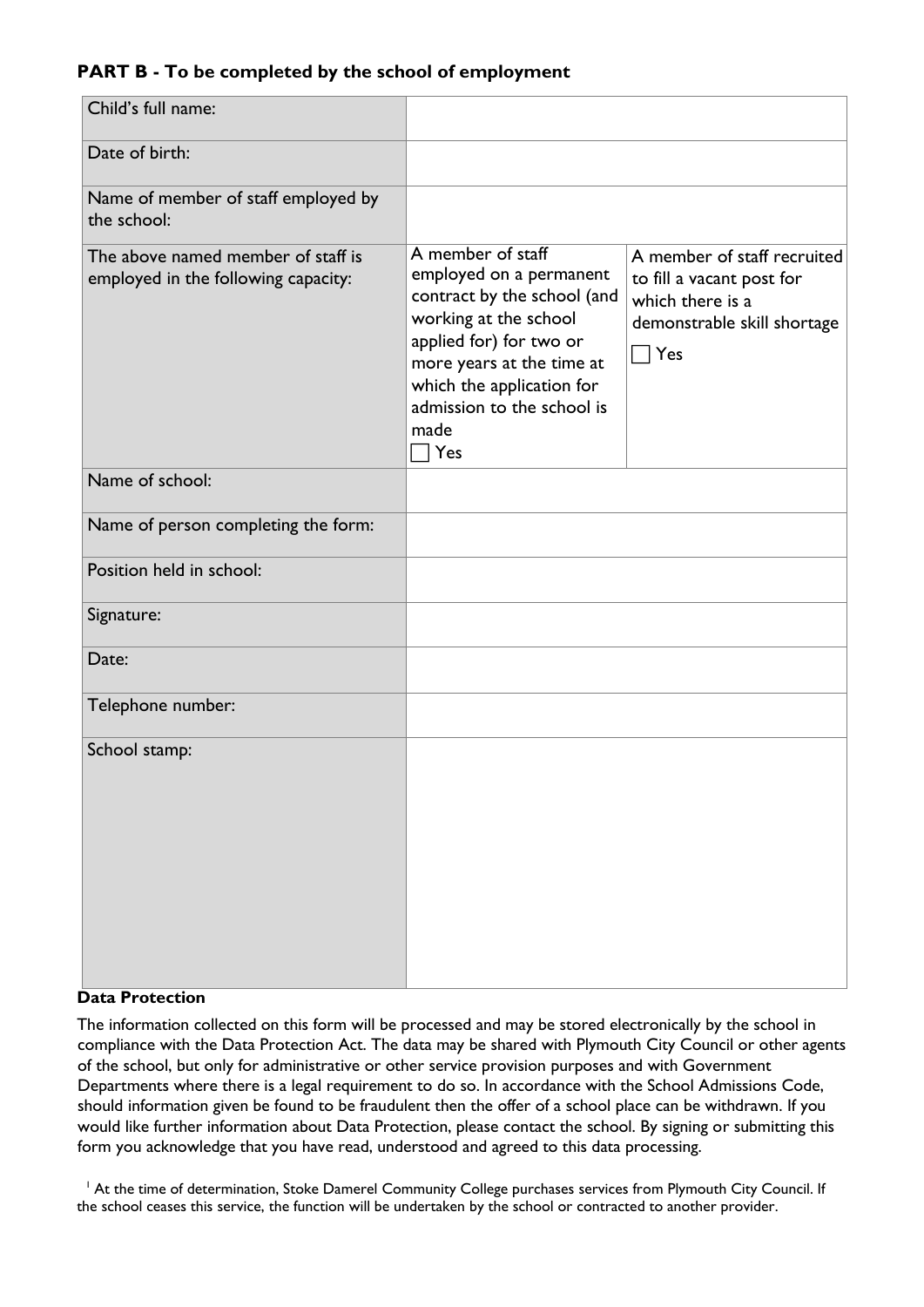## PART B - To be completed by the school of employment

| | | |
|---|---|---|
| Child's full name: | | |
| Date of birth: | | |
| Name of member of staff employed by the school: | | |
| The above named member of staff is employed in the following capacity: | A member of staff employed on a permanent contract by the school (and working at the school applied for) for two or more years at the time at which the application for admission to the school is made ☐ Yes | A member of staff recruited to fill a vacant post for which there is a demonstrable skill shortage ☐ Yes |
| Name of school: | | |
| Name of person completing the form: | | |
| Position held in school: | | |
| Signature: | | |
| Date: | | |
| Telephone number: | | |
| School stamp: | | |

**Data Protection**

The information collected on this form will be processed and may be stored electronically by the school in compliance with the Data Protection Act. The data may be shared with Plymouth City Council or other agents of the school, but only for administrative or other service provision purposes and with Government Departments where there is a legal requirement to do so. In accordance with the School Admissions Code, should information given be found to be fraudulent then the offer of a school place can be withdrawn. If you would like further information about Data Protection, please contact the school. By signing or submitting this form you acknowledge that you have read, understood and agreed to this data processing.

[1] At the time of determination, Stoke Damerel Community College purchases services from Plymouth City Council. If the school ceases this service, the function will be undertaken by the school or contracted to another provider.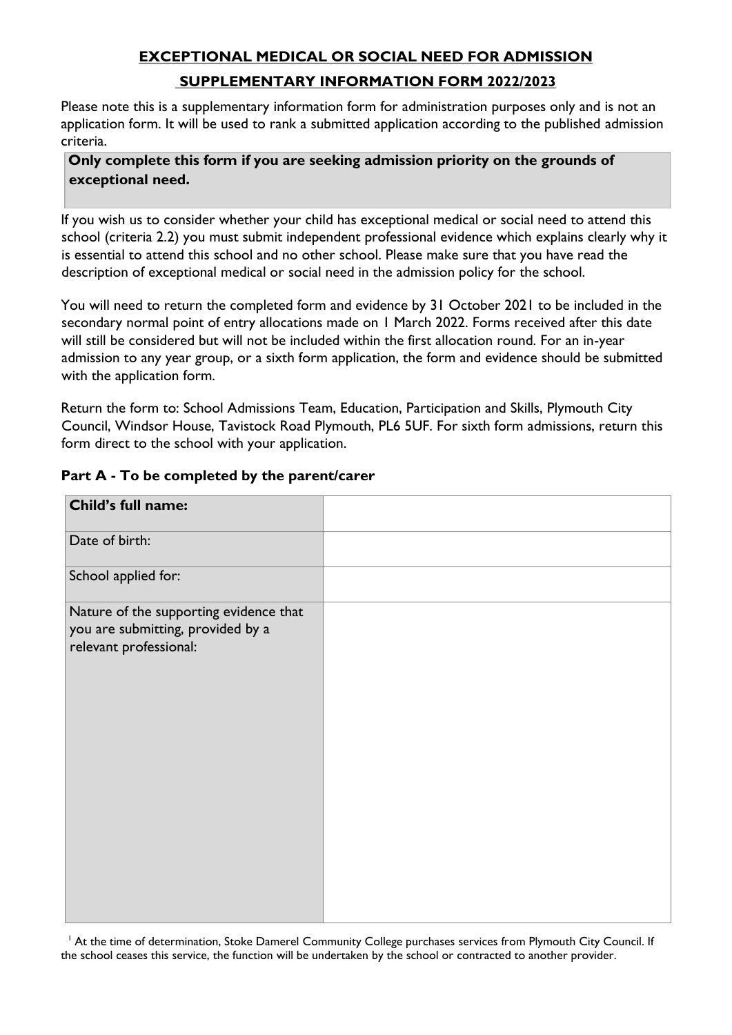# EXCEPTIONAL MEDICAL OR SOCIAL NEED FOR ADMISSION

## SUPPLEMENTARY INFORMATION FORM 2022/2023

Please note this is a supplementary information form for administration purposes only and is not an application form. It will be used to rank a submitted application according to the published admission criteria.

**Only complete this form if you are seeking admission priority on the grounds of exceptional need.**

If you wish us to consider whether your child has exceptional medical or social need to attend this school (criteria 2.2) you must submit independent professional evidence which explains clearly why it is essential to attend this school and no other school. Please make sure that you have read the description of exceptional medical or social need in the admission policy for the school.

You will need to return the completed form and evidence by 31 October 2021 to be included in the secondary normal point of entry allocations made on 1 March 2022. Forms received after this date will still be considered but will not be included within the first allocation round. For an in-year admission to any year group, or a sixth form application, the form and evidence should be submitted with the application form.

Return the form to: School Admissions Team, Education, Participation and Skills, Plymouth City Council, Windsor House, Tavistock Road Plymouth, PL6 5UF. For sixth form admissions, return this form direct to the school with your application.

### Part A - To be completed by the parent/carer

| **Child's full name:** | |
|---|---|
| Date of birth: | |
| School applied for: | |
| Nature of the supporting evidence that you are submitting, provided by a relevant professional: | |

[1] At the time of determination, Stoke Damerel Community College purchases services from Plymouth City Council. If the school ceases this service, the function will be undertaken by the school or contracted to another provider.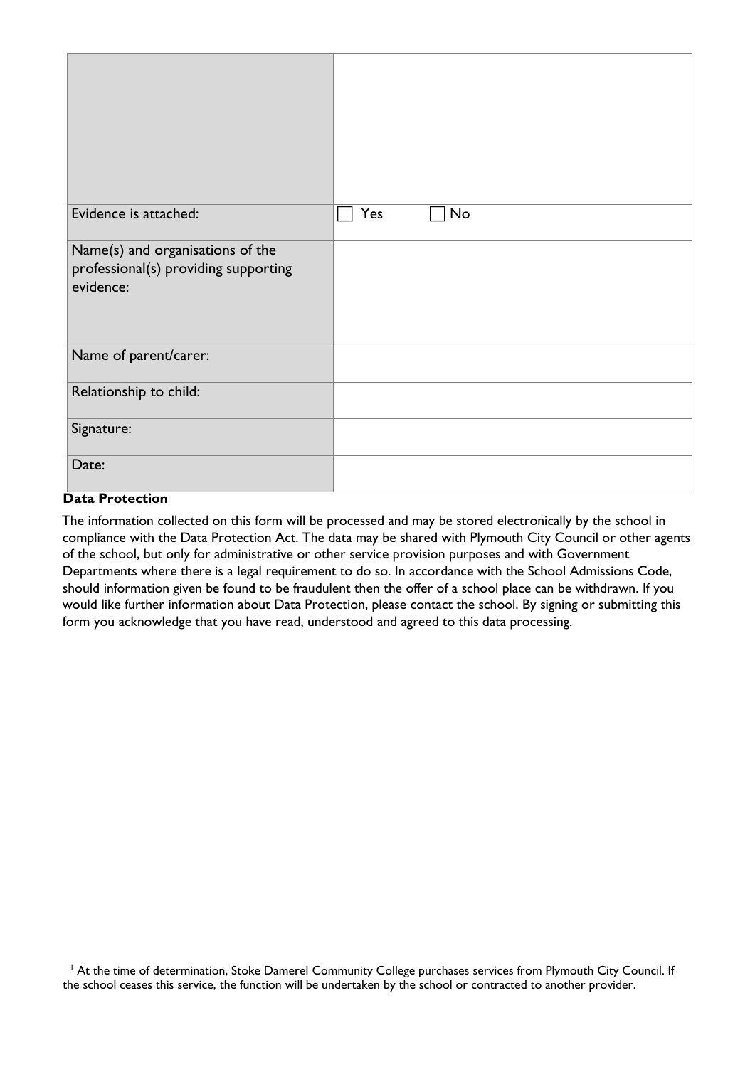| | |
|---|---|
| | |
| Evidence is attached: | ☐ Yes ☐ No |
| Name(s) and organisations of the professional(s) providing supporting evidence: | |
| Name of parent/carer: | |
| Relationship to child: | |
| Signature: | |
| Date: | |

**Data Protection**

The information collected on this form will be processed and may be stored electronically by the school in compliance with the Data Protection Act. The data may be shared with Plymouth City Council or other agents of the school, but only for administrative or other service provision purposes and with Government Departments where there is a legal requirement to do so. In accordance with the School Admissions Code, should information given be found to be fraudulent then the offer of a school place can be withdrawn. If you would like further information about Data Protection, please contact the school. By signing or submitting this form you acknowledge that you have read, understood and agreed to this data processing.

[1] At the time of determination, Stoke Damerel Community College purchases services from Plymouth City Council. If the school ceases this service, the function will be undertaken by the school or contracted to another provider.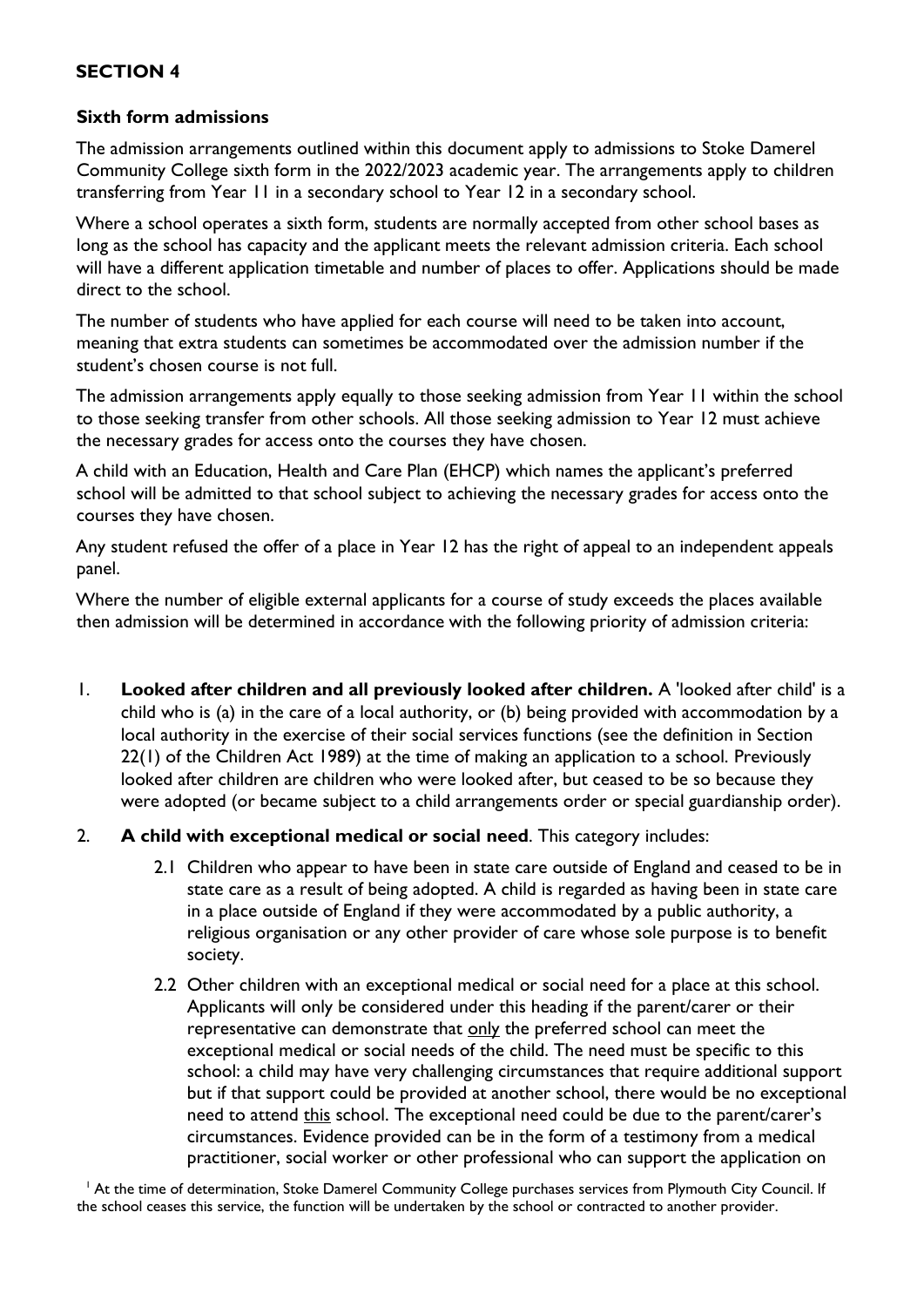## SECTION 4

### Sixth form admissions

The admission arrangements outlined within this document apply to admissions to Stoke Damerel Community College sixth form in the 2022/2023 academic year. The arrangements apply to children transferring from Year 11 in a secondary school to Year 12 in a secondary school.

Where a school operates a sixth form, students are normally accepted from other school bases as long as the school has capacity and the applicant meets the relevant admission criteria. Each school will have a different application timetable and number of places to offer. Applications should be made direct to the school.

The number of students who have applied for each course will need to be taken into account, meaning that extra students can sometimes be accommodated over the admission number if the student's chosen course is not full.

The admission arrangements apply equally to those seeking admission from Year 11 within the school to those seeking transfer from other schools. All those seeking admission to Year 12 must achieve the necessary grades for access onto the courses they have chosen.

A child with an Education, Health and Care Plan (EHCP) which names the applicant's preferred school will be admitted to that school subject to achieving the necessary grades for access onto the courses they have chosen.

Any student refused the offer of a place in Year 12 has the right of appeal to an independent appeals panel.

Where the number of eligible external applicants for a course of study exceeds the places available then admission will be determined in accordance with the following priority of admission criteria:

1. **Looked after children and all previously looked after children.** A 'looked after child' is a child who is (a) in the care of a local authority, or (b) being provided with accommodation by a local authority in the exercise of their social services functions (see the definition in Section 22(1) of the Children Act 1989) at the time of making an application to a school. Previously looked after children are children who were looked after, but ceased to be so because they were adopted (or became subject to a child arrangements order or special guardianship order).

2. **A child with exceptional medical or social need**. This category includes:

   2.1 Children who appear to have been in state care outside of England and ceased to be in state care as a result of being adopted. A child is regarded as having been in state care in a place outside of England if they were accommodated by a public authority, a religious organisation or any other provider of care whose sole purpose is to benefit society.

   2.2 Other children with an exceptional medical or social need for a place at this school. Applicants will only be considered under this heading if the parent/carer or their representative can demonstrate that <u>only</u> the preferred school can meet the exceptional medical or social needs of the child. The need must be specific to this school: a child may have very challenging circumstances that require additional support but if that support could be provided at another school, there would be no exceptional need to attend <u>this</u> school. The exceptional need could be due to the parent/carer's circumstances. Evidence provided can be in the form of a testimony from a medical practitioner, social worker or other professional who can support the application on

[1] At the time of determination, Stoke Damerel Community College purchases services from Plymouth City Council. If the school ceases this service, the function will be undertaken by the school or contracted to another provider.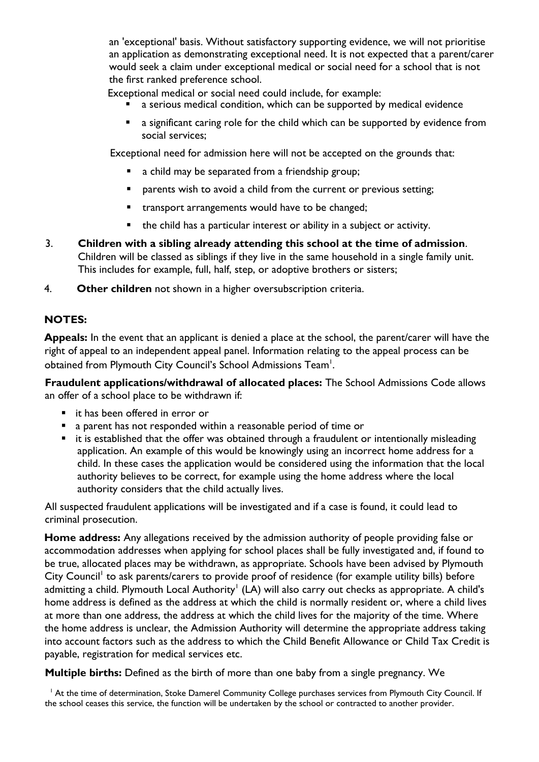an 'exceptional' basis. Without satisfactory supporting evidence, we will not prioritise an application as demonstrating exceptional need. It is not expected that a parent/carer would seek a claim under exceptional medical or social need for a school that is not the first ranked preference school.

Exceptional medical or social need could include, for example:

- a serious medical condition, which can be supported by medical evidence
- a significant caring role for the child which can be supported by evidence from social services;

Exceptional need for admission here will not be accepted on the grounds that:

- a child may be separated from a friendship group;
- parents wish to avoid a child from the current or previous setting;
- transport arrangements would have to be changed;
- the child has a particular interest or ability in a subject or activity.

3. **Children with a sibling already attending this school at the time of admission**. Children will be classed as siblings if they live in the same household in a single family unit. This includes for example, full, half, step, or adoptive brothers or sisters;
4. **Other children** not shown in a higher oversubscription criteria.

## NOTES:

**Appeals:** In the event that an applicant is denied a place at the school, the parent/carer will have the right of appeal to an independent appeal panel. Information relating to the appeal process can be obtained from Plymouth City Council's School Admissions Team[1].

**Fraudulent applications/withdrawal of allocated places:** The School Admissions Code allows an offer of a school place to be withdrawn if:

- it has been offered in error or
- a parent has not responded within a reasonable period of time or
- it is established that the offer was obtained through a fraudulent or intentionally misleading application. An example of this would be knowingly using an incorrect home address for a child. In these cases the application would be considered using the information that the local authority believes to be correct, for example using the home address where the local authority considers that the child actually lives.

All suspected fraudulent applications will be investigated and if a case is found, it could lead to criminal prosecution.

**Home address:** Any allegations received by the admission authority of people providing false or accommodation addresses when applying for school places shall be fully investigated and, if found to be true, allocated places may be withdrawn, as appropriate. Schools have been advised by Plymouth City Council[1] to ask parents/carers to provide proof of residence (for example utility bills) before admitting a child. Plymouth Local Authority[1] (LA) will also carry out checks as appropriate. A child's home address is defined as the address at which the child is normally resident or, where a child lives at more than one address, the address at which the child lives for the majority of the time. Where the home address is unclear, the Admission Authority will determine the appropriate address taking into account factors such as the address to which the Child Benefit Allowance or Child Tax Credit is payable, registration for medical services etc.

**Multiple births:** Defined as the birth of more than one baby from a single pregnancy. We

[1] At the time of determination, Stoke Damerel Community College purchases services from Plymouth City Council. If the school ceases this service, the function will be undertaken by the school or contracted to another provider.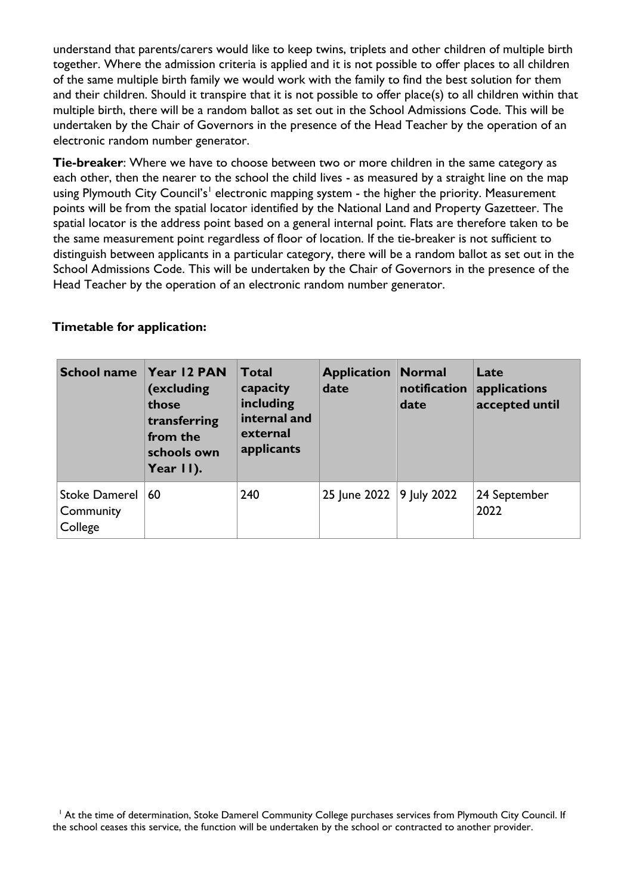understand that parents/carers would like to keep twins, triplets and other children of multiple birth together. Where the admission criteria is applied and it is not possible to offer places to all children of the same multiple birth family we would work with the family to find the best solution for them and their children. Should it transpire that it is not possible to offer place(s) to all children within that multiple birth, there will be a random ballot as set out in the School Admissions Code. This will be undertaken by the Chair of Governors in the presence of the Head Teacher by the operation of an electronic random number generator.

**Tie-breaker**: Where we have to choose between two or more children in the same category as each other, then the nearer to the school the child lives - as measured by a straight line on the map using Plymouth City Council's[1] electronic mapping system - the higher the priority. Measurement points will be from the spatial locator identified by the National Land and Property Gazetteer. The spatial locator is the address point based on a general internal point. Flats are therefore taken to be the same measurement point regardless of floor of location. If the tie-breaker is not sufficient to distinguish between applicants in a particular category, there will be a random ballot as set out in the School Admissions Code. This will be undertaken by the Chair of Governors in the presence of the Head Teacher by the operation of an electronic random number generator.

**Timetable for application:**

| School name | Year 12 PAN (excluding those transferring from the schools own Year 11). | Total capacity including internal and external applicants | Application date | Normal notification date | Late applications accepted until |
|---|---|---|---|---|---|
| Stoke Damerel Community College | 60 | 240 | 25 June 2022 | 9 July 2022 | 24 September 2022 |

[1] At the time of determination, Stoke Damerel Community College purchases services from Plymouth City Council. If the school ceases this service, the function will be undertaken by the school or contracted to another provider.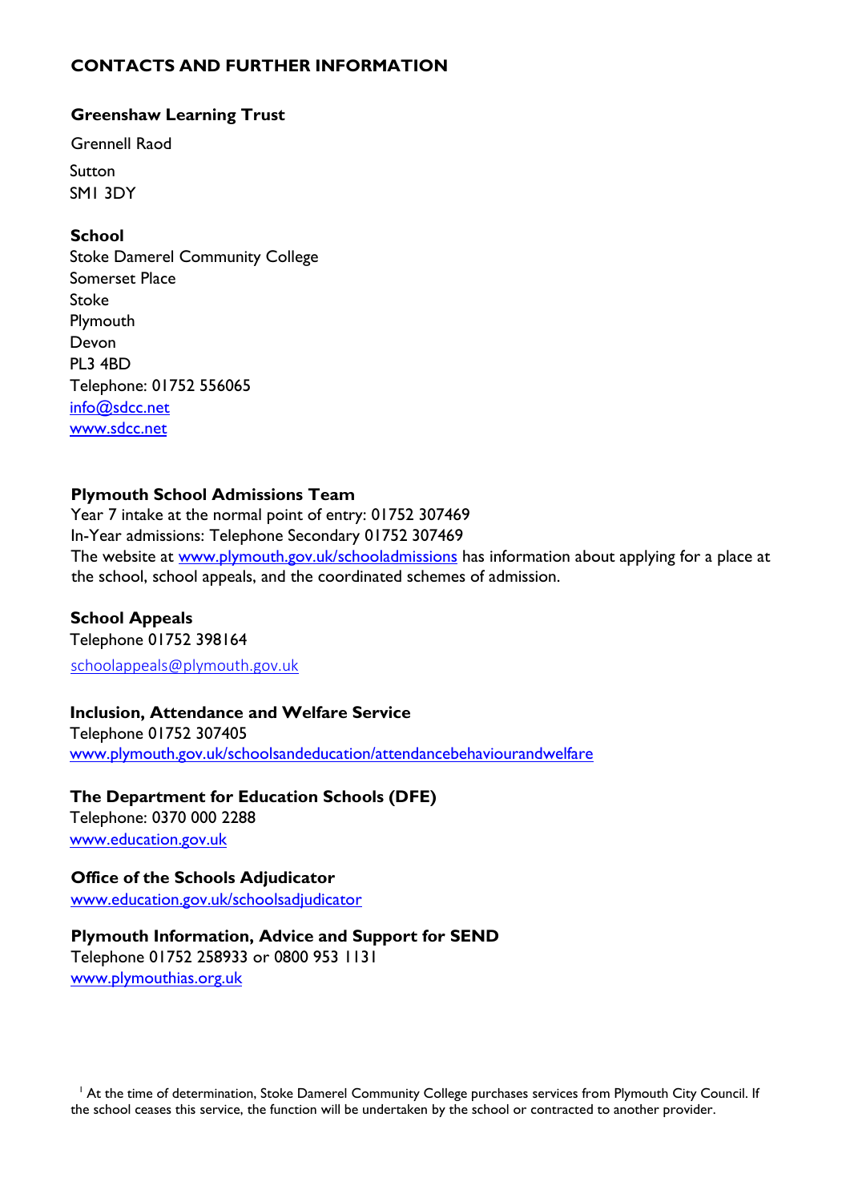## CONTACTS AND FURTHER INFORMATION

**Greenshaw Learning Trust**

Grennell Raod

Sutton
SM1 3DY

**School**
Stoke Damerel Community College
Somerset Place
Stoke
Plymouth
Devon
PL3 4BD
Telephone: 01752 556065
info@sdcc.net
www.sdcc.net

**Plymouth School Admissions Team**
Year 7 intake at the normal point of entry: 01752 307469
In-Year admissions: Telephone Secondary 01752 307469
The website at www.plymouth.gov.uk/schooladmissions has information about applying for a place at the school, school appeals, and the coordinated schemes of admission.

**School Appeals**
Telephone 01752 398164
schoolappeals@plymouth.gov.uk

**Inclusion, Attendance and Welfare Service**
Telephone 01752 307405
www.plymouth.gov.uk/schoolsandeducation/attendancebehaviourandwelfare

**The Department for Education Schools (DFE)**
Telephone: 0370 000 2288
www.education.gov.uk

**Office of the Schools Adjudicator**
www.education.gov.uk/schoolsadjudicator

**Plymouth Information, Advice and Support for SEND**
Telephone 01752 258933 or 0800 953 1131
www.plymouthias.org.uk

[1] At the time of determination, Stoke Damerel Community College purchases services from Plymouth City Council. If the school ceases this service, the function will be undertaken by the school or contracted to another provider.